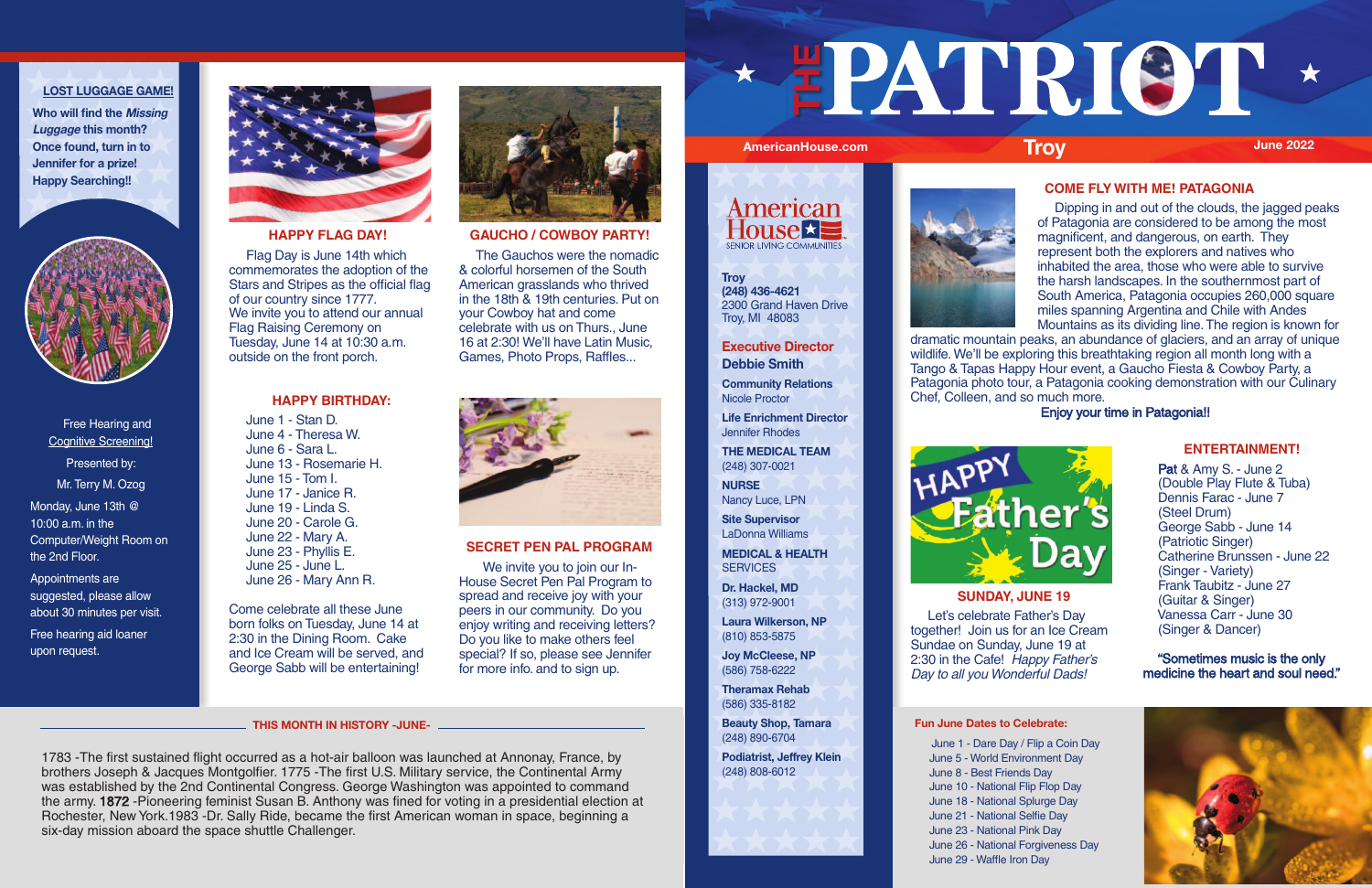# THE PATRIOT

AmericanHouse.com | **Troy** | June 2022

## LOST LUGGAGE GAME!

**Who will find the *Missing Luggage* this month? Once found, turn in to Jennifer for a prize! Happy Searching!!**

Free Hearing and Cognitive Screening!

Presented by:

Mr. Terry M. Ozog

Monday, June 13th @ 10:00 a.m. in the Computer/Weight Room on the 2nd Floor.

Appointments are suggested, please allow about 30 minutes per visit.

Free hearing aid loaner upon request.

## HAPPY FLAG DAY!

Flag Day is June 14th which commemorates the adoption of the Stars and Stripes as the official flag of our country since 1777. We invite you to attend our annual Flag Raising Ceremony on Tuesday, June 14 at 10:30 a.m. outside on the front porch.

## GAUCHO / COWBOY PARTY!

The Gauchos were the nomadic & colorful horsemen of the South American grasslands who thrived in the 18th & 19th centuries. Put on your Cowboy hat and come celebrate with us on Thurs., June 16 at 2:30! We'll have Latin Music, Games, Photo Props, Raffles...

## HAPPY BIRTHDAY:

- June 1 - Stan D.
- June 4 - Theresa W.
- June 6 - Sara L.
- June 13 - Rosemarie H.
- June 15 - Tom I.
- June 17 - Janice R.
- June 19 - Linda S.
- June 20 - Carole G.
- June 22 - Mary A.
- June 23 - Phyllis E.
- June 25 - June L.
- June 26 - Mary Ann R.

Come celebrate all these June born folks on Tuesday, June 14 at 2:30 in the Dining Room. Cake and Ice Cream will be served, and George Sabb will be entertaining!

## SECRET PEN PAL PROGRAM

We invite you to join our In-House Secret Pen Pal Program to spread and receive joy with your peers in our community. Do you enjoy writing and receiving letters? Do you like to make others feel special? If so, please see Jennifer for more info. and to sign up.

## THIS MONTH IN HISTORY -JUNE-

1783 -The first sustained flight occurred as a hot-air balloon was launched at Annonay, France, by brothers Joseph & Jacques Montgolfier. 1775 -The first U.S. Military service, the Continental Army was established by the 2nd Continental Congress. George Washington was appointed to command the army. **1872** -Pioneering feminist Susan B. Anthony was fined for voting in a presidential election at Rochester, New York.1983 -Dr. Sally Ride, became the first American woman in space, beginning a six-day mission aboard the space shuttle Challenger.

---

American House SENIOR LIVING COMMUNITIES

**Troy**
**(248) 436-4621**
2300 Grand Haven Drive
Troy, MI 48083

**Executive Director**
**Debbie Smith**

**Community Relations**
Nicole Proctor

**Life Enrichment Director**
Jennifer Rhodes

**THE MEDICAL TEAM**
(248) 307-0021

**NURSE**
Nancy Luce, LPN

**Site Supervisor**
LaDonna Williams

**MEDICAL & HEALTH**
SERVICES

**Dr. Hackel, MD**
(313) 972-9001

**Laura Wilkerson, NP**
(810) 853-5875

**Joy McCleese, NP**
(586) 758-6222

**Theramax Rehab**
(586) 335-8182

**Beauty Shop, Tamara**
(248) 890-6704

**Podiatrist, Jeffrey Klein**
(248) 808-6012

## COME FLY WITH ME! PATAGONIA

Dipping in and out of the clouds, the jagged peaks of Patagonia are considered to be among the most magnificent, and dangerous, on earth. They represent both the explorers and natives who inhabited the area, those who were able to survive the harsh landscapes. In the southernmost part of South America, Patagonia occupies 260,000 square miles spanning Argentina and Chile with Andes Mountains as its dividing line. The region is known for dramatic mountain peaks, an abundance of glaciers, and an array of unique wildlife. We'll be exploring this breathtaking region all month long with a Tango & Tapas Happy Hour event, a Gaucho Fiesta & Cowboy Party, a Patagonia photo tour, a Patagonia cooking demonstration with our Culinary Chef, Colleen, and so much more.

**Enjoy your time in Patagonia!!**

## SUNDAY, JUNE 19

Let's celebrate Father's Day together! Join us for an Ice Cream Sundae on Sunday, June 19 at 2:30 in the Cafe! *Happy Father's Day to all you Wonderful Dads!*

## ENTERTAINMENT!

- **Pat** & Amy S. - June 2 (Double Play Flute & Tuba)
- Dennis Farac - June 7 (Steel Drum)
- George Sabb - June 14 (Patriotic Singer)
- Catherine Brunssen - June 22 (Singer - Variety)
- Frank Taubitz - June 27 (Guitar & Singer)
- Vanessa Carr - June 30 (Singer & Dancer)

**"Sometimes music is the only medicine the heart and soul need."**

## Fun June Dates to Celebrate:

- June 1 - Dare Day / Flip a Coin Day
- June 5 - World Environment Day
- June 8 - Best Friends Day
- June 10 - National Flip Flop Day
- June 18 - National Splurge Day
- June 21 - National Selfie Day
- June 23 - National Pink Day
- June 26 - National Forgiveness Day
- June 29 - Waffle Iron Day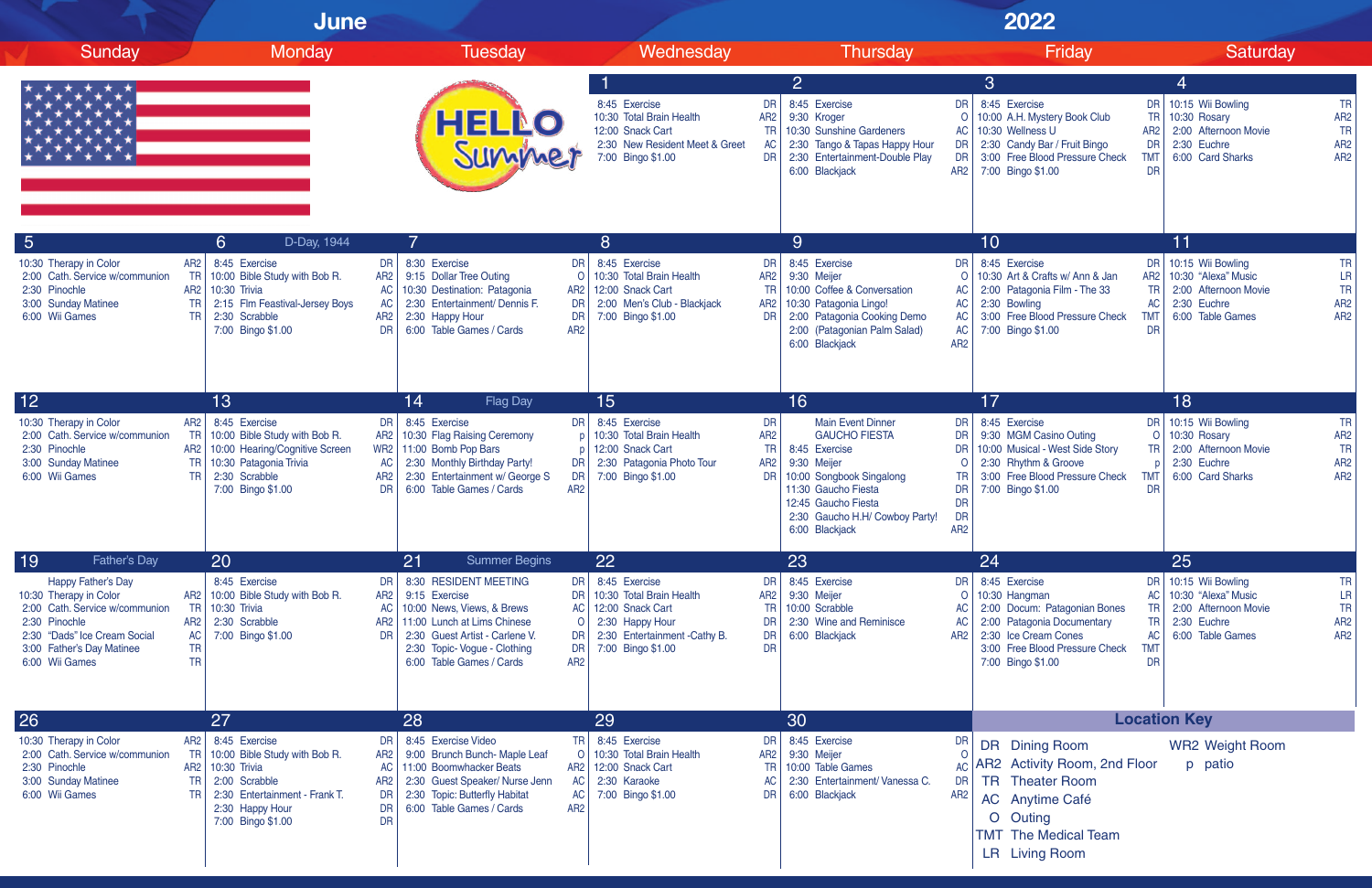# June 2022

| Sunday | Monday | Tuesday | Wednesday | Thursday | Friday | Saturday |
|---|---|---|---|---|---|---|
| | | HELLO Summer | **1**<br>8:45 Exercise DR<br>10:30 Total Brain Health AR2<br>12:00 Snack Cart TR<br>2:30 New Resident Meet & Greet AC<br>7:00 Bingo $1.00 DR | **2**<br>8:45 Exercise DR<br>9:30 Kroger O<br>10:30 Sunshine Gardeners AC<br>2:30 Tango & Tapas Happy Hour DR<br>2:30 Entertainment-Double Play DR<br>6:00 Blackjack AR2 | **3**<br>8:45 Exercise DR<br>10:00 A.H. Mystery Book Club TR<br>10:30 Wellness U AR2<br>2:30 Candy Bar / Fruit Bingo DR<br>3:00 Free Blood Pressure Check TMT<br>7:00 Bingo $1.00 DR | **4**<br>10:15 Wii Bowling TR<br>10:30 Rosary AR2<br>2:00 Afternoon Movie TR<br>2:30 Euchre AR2<br>6:00 Card Sharks AR2 |
| **5**<br>10:30 Therapy in Color AR2<br>2:00 Cath. Service w/communion TR<br>2:30 Pinochle AR2<br>3:00 Sunday Matinee TR<br>6:00 Wii Games TR | **6** D-Day, 1944<br>8:45 Exercise DR<br>10:00 Bible Study with Bob R. AR2<br>10:30 Trivia AC<br>2:15 Flm Feastival-Jersey Boys AC<br>2:30 Scrabble AR2<br>7:00 Bingo $1.00 DR | **7**<br>8:30 Exercise DR<br>9:15 Dollar Tree Outing O<br>10:30 Destination: Patagonia AR2<br>2:30 Entertainment/ Dennis F. DR<br>2:30 Happy Hour DR<br>6:00 Table Games / Cards AR2 | **8**<br>8:45 Exercise DR<br>10:30 Total Brain Health AR2<br>12:00 Snack Cart TR<br>2:00 Men's Club - Blackjack AR2<br>7:00 Bingo $1.00 DR | **9**<br>8:45 Exercise DR<br>9:30 Meijer O<br>10:00 Coffee & Conversation AC<br>10:30 Patagonia Lingo! AC<br>2:00 Patagonia Cooking Demo AC<br>2:00 (Patagonian Palm Salad) AC<br>6:00 Blackjack AR2 | **10**<br>8:45 Exercise DR<br>10:30 Art & Crafts w/ Ann & Jan AR2<br>2:00 Patagonia Film - The 33 TR<br>2:30 Bowling AC<br>3:00 Free Blood Pressure Check TMT<br>7:00 Bingo $1.00 DR | **11**<br>10:15 Wii Bowling TR<br>10:30 "Alexa" Music LR<br>2:00 Afternoon Movie TR<br>2:30 Euchre AR2<br>6:00 Table Games AR2 |
| **12**<br>10:30 Therapy in Color AR2<br>2:00 Cath. Service w/communion TR<br>2:30 Pinochle AR2<br>3:00 Sunday Matinee TR<br>6:00 Wii Games TR | **13**<br>8:45 Exercise DR<br>10:00 Bible Study with Bob R. AR2<br>10:00 Hearing/Cognitive Screen WR2<br>10:30 Patagonia Trivia AC<br>2:30 Scrabble AR2<br>7:00 Bingo $1.00 DR | **14** Flag Day<br>8:45 Exercise DR<br>10:30 Flag Raising Ceremony p<br>11:00 Bomb Pop Bars p<br>2:30 Monthly Birthday Party! DR<br>2:30 Entertainment w/ George S DR<br>6:00 Table Games / Cards AR2 | **15**<br>8:45 Exercise DR<br>10:30 Total Brain Health AR2<br>12:00 Snack Cart TR<br>2:30 Patagonia Photo Tour AR2<br>7:00 Bingo $1.00 DR | **16**<br>Main Event Dinner DR<br>GAUCHO FIESTA DR<br>8:45 Exercise DR<br>9:30 Meijer O<br>10:00 Songbook Singalong TR<br>11:30 Gaucho Fiesta DR<br>12:45 Gaucho Fiesta DR<br>2:30 Gaucho H.H/ Cowboy Party! DR<br>6:00 Blackjack AR2 | **17**<br>8:45 Exercise DR<br>9:30 MGM Casino Outing O<br>10:00 Musical - West Side Story TR<br>2:30 Rhythm & Groove TR<br>3:00 Free Blood Pressure Check TMT<br>7:00 Bingo $1.00 DR | **18**<br>10:15 Wii Bowling TR<br>10:30 Rosary AR2<br>2:00 Afternoon Movie TR<br>2:30 Euchre AR2<br>6:00 Card Sharks AR2 |
| **19** Father's Day<br>Happy Father's Day<br>10:30 Therapy in Color AR2<br>2:00 Cath. Service w/communion TR<br>2:30 Pinochle AR2<br>2:30 "Dads" Ice Cream Social AC<br>3:00 Father's Day Matinee TR<br>6:00 Wii Games TR | **20**<br>8:45 Exercise DR<br>10:00 Bible Study with Bob R. AR2<br>10:30 Trivia AC<br>2:30 Scrabble AR2<br>7:00 Bingo $1.00 DR | **21** Summer Begins<br>8:30 RESIDENT MEETING DR<br>9:15 Exercise DR<br>10:00 News, Views, & Brews AC<br>11:00 Lunch at Lims Chinese O<br>2:30 Guest Artist - Carlene V. DR<br>2:30 Topic- Vogue - Clothing DR<br>6:00 Table Games / Cards AR2 | **22**<br>8:45 Exercise DR<br>10:30 Total Brain Health AR2<br>12:00 Snack Cart TR<br>2:30 Happy Hour DR<br>2:30 Entertainment -Cathy B. DR<br>7:00 Bingo $1.00 DR | **23**<br>8:45 Exercise DR<br>9:30 Meijer O<br>10:00 Scrabble AC<br>2:30 Wine and Reminisce AC<br>6:00 Blackjack AR2 | **24**<br>8:45 Exercise DR<br>10:30 Hangman AC<br>2:00 Docum: Patagonian Bones TR<br>2:00 Patagonia Documentary TR<br>2:30 Ice Cream Cones AC<br>3:00 Free Blood Pressure Check TMT<br>7:00 Bingo $1.00 DR | **25**<br>10:15 Wii Bowling TR<br>10:30 "Alexa" Music LR<br>2:00 Afternoon Movie TR<br>2:30 Euchre AR2<br>6:00 Table Games AR2 |
| **26**<br>10:30 Therapy in Color AR2<br>2:00 Cath. Service w/communion TR<br>2:30 Pinochle AR2<br>3:00 Sunday Matinee TR<br>6:00 Wii Games TR | **27**<br>8:45 Exercise DR<br>10:00 Bible Study with Bob R. AR2<br>10:30 Trivia AC<br>2:00 Scrabble AR2<br>2:30 Entertainment - Frank T. DR<br>2:30 Happy Hour DR<br>7:00 Bingo $1.00 DR | **28**<br>8:45 Exercise Video TR<br>9:00 Brunch Bunch- Maple Leaf O<br>11:00 Boomwhacker Beats AR2<br>2:30 Guest Speaker/ Nurse Jenn AC<br>2:30 Topic: Butterfly Habitat AC<br>6:00 Table Games / Cards AR2 | **29**<br>8:45 Exercise DR<br>10:30 Total Brain Health AR2<br>12:00 Snack Cart TR<br>2:30 Karaoke AC<br>7:00 Bingo $1.00 DR | **30**<br>8:45 Exercise DR<br>9:30 Meijer O<br>10:00 Table Games AC<br>2:30 Entertainment/ Vanessa C. DR<br>6:00 Blackjack AR2 | | |

## Location Key

- DR Dining Room
- AR2 Activity Room, 2nd Floor
- TR Theater Room
- AC Anytime Café
- O Outing
- TMT The Medical Team
- LR Living Room
- WR2 Weight Room
- p patio